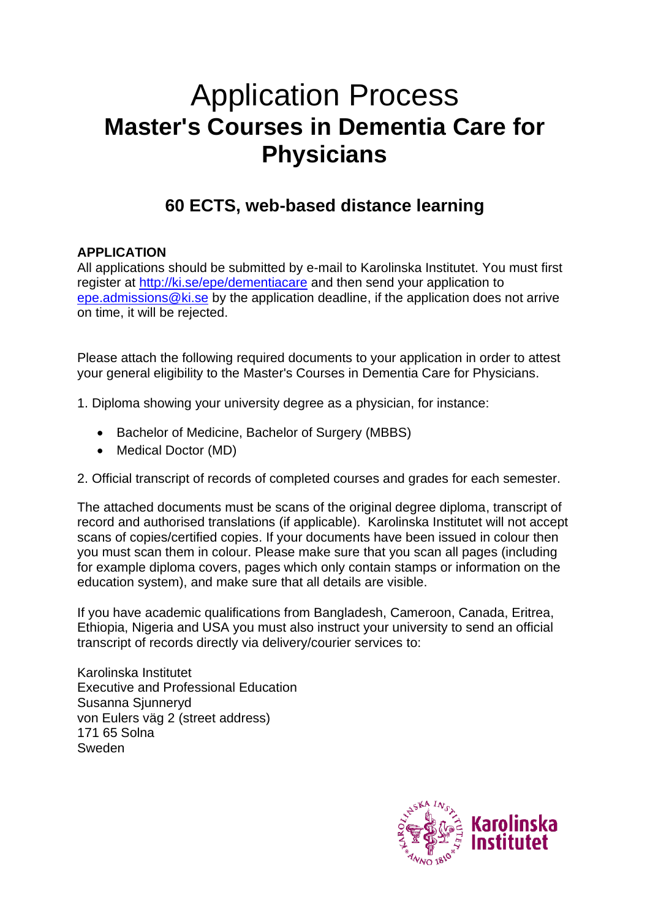# Application Process
# Master's Courses in Dementia Care for Physicians

## 60 ECTS, web-based distance learning

**APPLICATION**

All applications should be submitted by e-mail to Karolinska Institutet. You must first register at [http://ki.se/epe/dementiacare](http://ki.se/epe/dementiacare) and then send your application to [epe.admissions@ki.se](mailto:epe.admissions@ki.se) by the application deadline, if the application does not arrive on time, it will be rejected.

Please attach the following required documents to your application in order to attest your general eligibility to the Master's Courses in Dementia Care for Physicians.

1. Diploma showing your university degree as a physician, for instance:

- Bachelor of Medicine, Bachelor of Surgery (MBBS)
- Medical Doctor (MD)

2. Official transcript of records of completed courses and grades for each semester.

The attached documents must be scans of the original degree diploma, transcript of record and authorised translations (if applicable). Karolinska Institutet will not accept scans of copies/certified copies. If your documents have been issued in colour then you must scan them in colour. Please make sure that you scan all pages (including for example diploma covers, pages which only contain stamps or information on the education system), and make sure that all details are visible.

If you have academic qualifications from Bangladesh, Cameroon, Canada, Eritrea, Ethiopia, Nigeria and USA you must also instruct your university to send an official transcript of records directly via delivery/courier services to:

Karolinska Institutet
Executive and Professional Education
Susanna Sjunneryd
von Eulers väg 2 (street address)
171 65 Solna
Sweden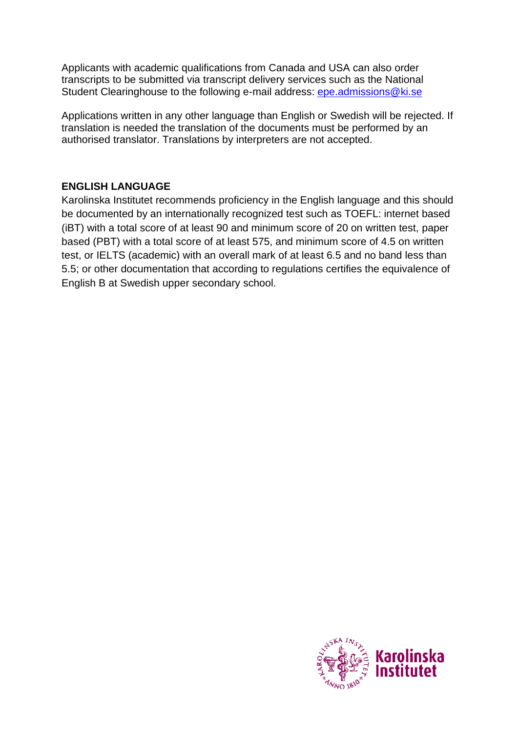Applicants with academic qualifications from Canada and USA can also order transcripts to be submitted via transcript delivery services such as the National Student Clearinghouse to the following e-mail address: epe.admissions@ki.se

Applications written in any other language than English or Swedish will be rejected. If translation is needed the translation of the documents must be performed by an authorised translator. Translations by interpreters are not accepted.

## ENGLISH LANGUAGE

Karolinska Institutet recommends proficiency in the English language and this should be documented by an internationally recognized test such as TOEFL: internet based (iBT) with a total score of at least 90 and minimum score of 20 on written test, paper based (PBT) with a total score of at least 575, and minimum score of 4.5 on written test, or IELTS (academic) with an overall mark of at least 6.5 and no band less than 5.5; or other documentation that according to regulations certifies the equivalence of English B at Swedish upper secondary school.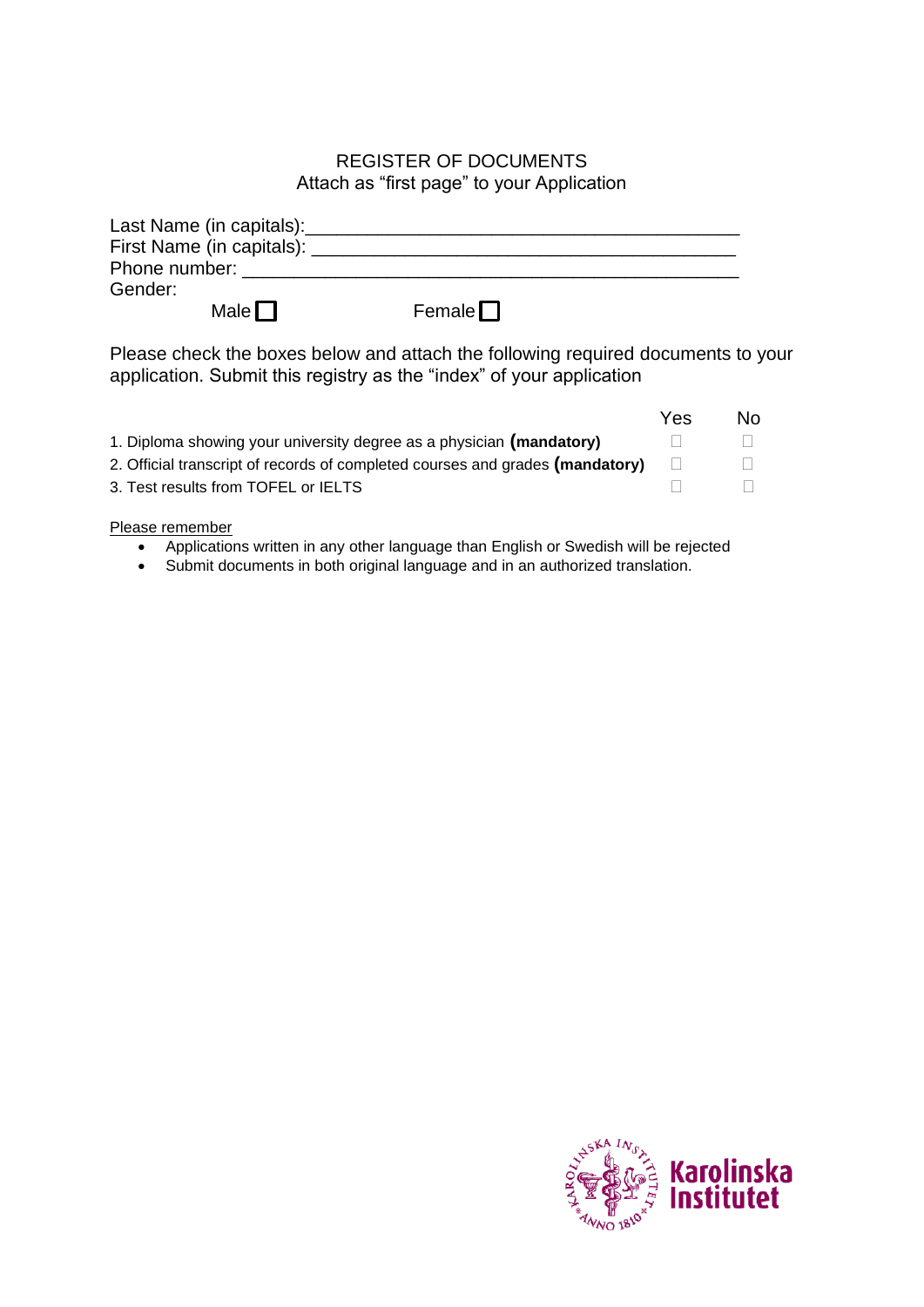# REGISTER OF DOCUMENTS

Attach as "first page" to your Application

Last Name (in capitals):___________________________________________

First Name (in capitals): __________________________________________

Phone number: _______________________________________________

Gender:

Male ☐ Female ☐

Please check the boxes below and attach the following required documents to your application. Submit this registry as the "index" of your application

| | Yes | No |
|---|---|---|
| 1. Diploma showing your university degree as a physician **(mandatory)** | ☐ | ☐ |
| 2. Official transcript of records of completed courses and grades **(mandatory)** | ☐ | ☐ |
| 3. Test results from TOFEL or IELTS | ☐ | ☐ |

<u>Please remember</u>

- Applications written in any other language than English or Swedish will be rejected
- Submit documents in both original language and in an authorized translation.

Karolinska Institutet